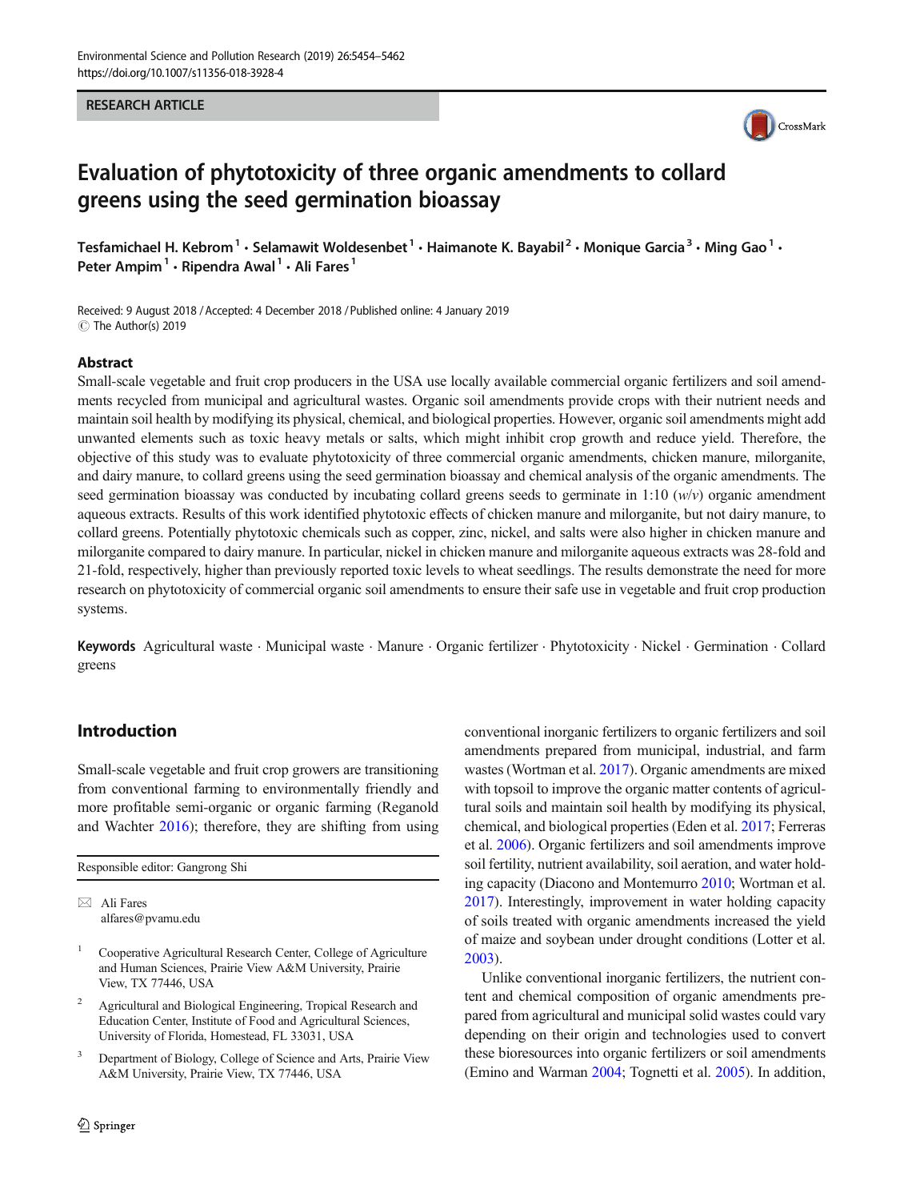RESEARCH ARTICLE

# Evaluation of phytotoxicity of three organic amendments to collard greens using the seed germination bioassay

Tesfamichael H. Kebrom[1] · Selamawit Woldesenbet[1] · Haimanote K. Bayabil[2] · Monique Garcia[3] · Ming Gao[1] · Peter Ampim[1] · Ripendra Awal[1] · Ali Fares[1]

Received: 9 August 2018 / Accepted: 4 December 2018 / Published online: 4 January 2019
© The Author(s) 2019

## Abstract

Small-scale vegetable and fruit crop producers in the USA use locally available commercial organic fertilizers and soil amendments recycled from municipal and agricultural wastes. Organic soil amendments provide crops with their nutrient needs and maintain soil health by modifying its physical, chemical, and biological properties. However, organic soil amendments might add unwanted elements such as toxic heavy metals or salts, which might inhibit crop growth and reduce yield. Therefore, the objective of this study was to evaluate phytotoxicity of three commercial organic amendments, chicken manure, milorganite, and dairy manure, to collard greens using the seed germination bioassay and chemical analysis of the organic amendments. The seed germination bioassay was conducted by incubating collard greens seeds to germinate in 1:10 (*w*/*v*) organic amendment aqueous extracts. Results of this work identified phytotoxic effects of chicken manure and milorganite, but not dairy manure, to collard greens. Potentially phytotoxic chemicals such as copper, zinc, nickel, and salts were also higher in chicken manure and milorganite compared to dairy manure. In particular, nickel in chicken manure and milorganite aqueous extracts was 28-fold and 21-fold, respectively, higher than previously reported toxic levels to wheat seedlings. The results demonstrate the need for more research on phytotoxicity of commercial organic soil amendments to ensure their safe use in vegetable and fruit crop production systems.

**Keywords** Agricultural waste · Municipal waste · Manure · Organic fertilizer · Phytotoxicity · Nickel · Germination · Collard greens

## Introduction

Small-scale vegetable and fruit crop growers are transitioning from conventional farming to environmentally friendly and more profitable semi-organic or organic farming (Reganold and Wachter 2016); therefore, they are shifting from using conventional inorganic fertilizers to organic fertilizers and soil amendments prepared from municipal, industrial, and farm wastes (Wortman et al. 2017). Organic amendments are mixed with topsoil to improve the organic matter contents of agricultural soils and maintain soil health by modifying its physical, chemical, and biological properties (Eden et al. 2017; Ferreras et al. 2006). Organic fertilizers and soil amendments improve soil fertility, nutrient availability, soil aeration, and water holding capacity (Diacono and Montemurro 2010; Wortman et al. 2017). Interestingly, improvement in water holding capacity of soils treated with organic amendments increased the yield of maize and soybean under drought conditions (Lotter et al. 2003).

Unlike conventional inorganic fertilizers, the nutrient content and chemical composition of organic amendments prepared from agricultural and municipal solid wastes could vary depending on their origin and technologies used to convert these bioresources into organic fertilizers or soil amendments (Emino and Warman 2004; Tognetti et al. 2005). In addition,

---

Responsible editor: Gangrong Shi

✉ Ali Fares
alfares@pvamu.edu

[1] Cooperative Agricultural Research Center, College of Agriculture and Human Sciences, Prairie View A&M University, Prairie View, TX 77446, USA

[2] Agricultural and Biological Engineering, Tropical Research and Education Center, Institute of Food and Agricultural Sciences, University of Florida, Homestead, FL 33031, USA

[3] Department of Biology, College of Science and Arts, Prairie View A&M University, Prairie View, TX 77446, USA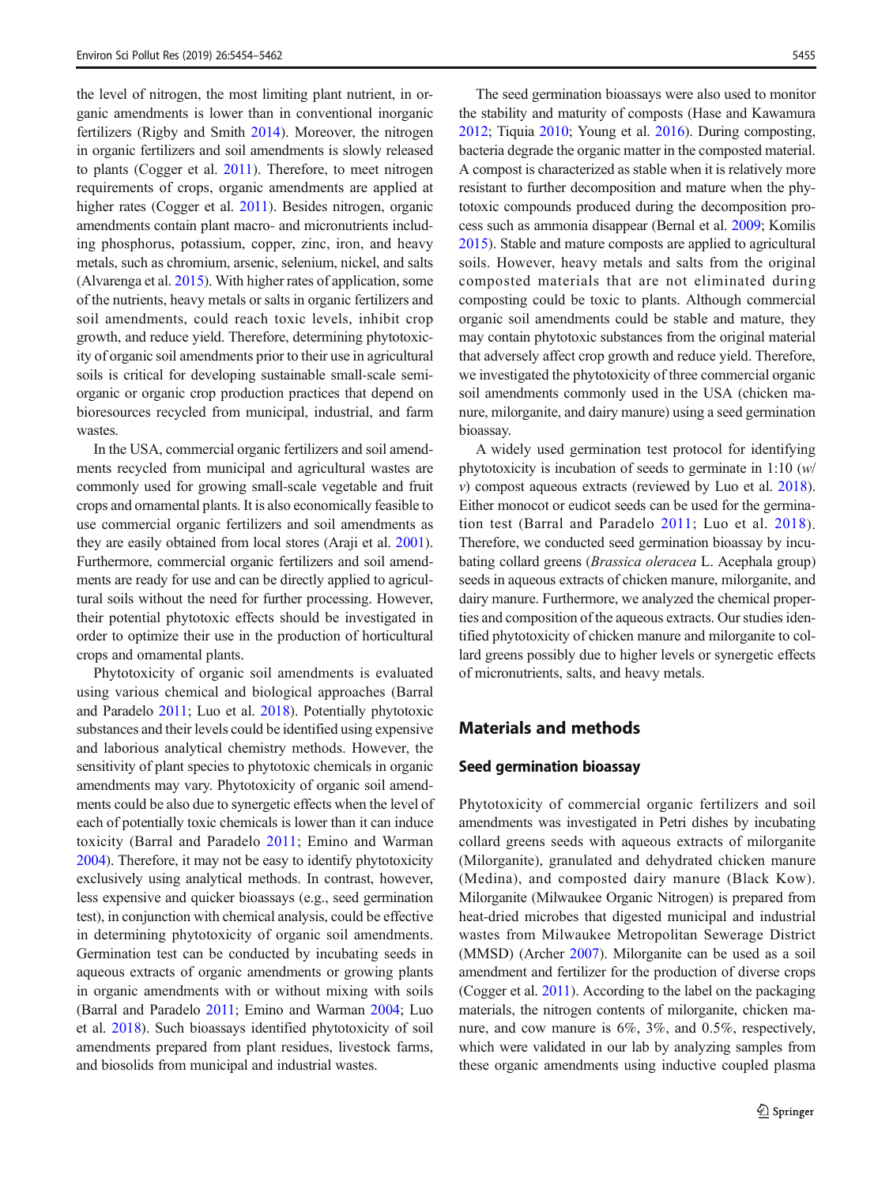the level of nitrogen, the most limiting plant nutrient, in organic amendments is lower than in conventional inorganic fertilizers (Rigby and Smith 2014). Moreover, the nitrogen in organic fertilizers and soil amendments is slowly released to plants (Cogger et al. 2011). Therefore, to meet nitrogen requirements of crops, organic amendments are applied at higher rates (Cogger et al. 2011). Besides nitrogen, organic amendments contain plant macro- and micronutrients including phosphorus, potassium, copper, zinc, iron, and heavy metals, such as chromium, arsenic, selenium, nickel, and salts (Alvarenga et al. 2015). With higher rates of application, some of the nutrients, heavy metals or salts in organic fertilizers and soil amendments, could reach toxic levels, inhibit crop growth, and reduce yield. Therefore, determining phytotoxicity of organic soil amendments prior to their use in agricultural soils is critical for developing sustainable small-scale semi-organic or organic crop production practices that depend on bioresources recycled from municipal, industrial, and farm wastes.

In the USA, commercial organic fertilizers and soil amendments recycled from municipal and agricultural wastes are commonly used for growing small-scale vegetable and fruit crops and ornamental plants. It is also economically feasible to use commercial organic fertilizers and soil amendments as they are easily obtained from local stores (Araji et al. 2001). Furthermore, commercial organic fertilizers and soil amendments are ready for use and can be directly applied to agricultural soils without the need for further processing. However, their potential phytotoxic effects should be investigated in order to optimize their use in the production of horticultural crops and ornamental plants.

Phytotoxicity of organic soil amendments is evaluated using various chemical and biological approaches (Barral and Paradelo 2011; Luo et al. 2018). Potentially phytotoxic substances and their levels could be identified using expensive and laborious analytical chemistry methods. However, the sensitivity of plant species to phytotoxic chemicals in organic amendments may vary. Phytotoxicity of organic soil amendments could be also due to synergetic effects when the level of each of potentially toxic chemicals is lower than it can induce toxicity (Barral and Paradelo 2011; Emino and Warman 2004). Therefore, it may not be easy to identify phytotoxicity exclusively using analytical methods. In contrast, however, less expensive and quicker bioassays (e.g., seed germination test), in conjunction with chemical analysis, could be effective in determining phytotoxicity of organic soil amendments. Germination test can be conducted by incubating seeds in aqueous extracts of organic amendments or growing plants in organic amendments with or without mixing with soils (Barral and Paradelo 2011; Emino and Warman 2004; Luo et al. 2018). Such bioassays identified phytotoxicity of soil amendments prepared from plant residues, livestock farms, and biosolids from municipal and industrial wastes.

The seed germination bioassays were also used to monitor the stability and maturity of composts (Hase and Kawamura 2012; Tiquia 2010; Young et al. 2016). During composting, bacteria degrade the organic matter in the composted material. A compost is characterized as stable when it is relatively more resistant to further decomposition and mature when the phytotoxic compounds produced during the decomposition process such as ammonia disappear (Bernal et al. 2009; Komilis 2015). Stable and mature composts are applied to agricultural soils. However, heavy metals and salts from the original composted materials that are not eliminated during composting could be toxic to plants. Although commercial organic soil amendments could be stable and mature, they may contain phytotoxic substances from the original material that adversely affect crop growth and reduce yield. Therefore, we investigated the phytotoxicity of three commercial organic soil amendments commonly used in the USA (chicken manure, milorganite, and dairy manure) using a seed germination bioassay.

A widely used germination test protocol for identifying phytotoxicity is incubation of seeds to germinate in 1:10 (*w/v*) compost aqueous extracts (reviewed by Luo et al. 2018). Either monocot or eudicot seeds can be used for the germination test (Barral and Paradelo 2011; Luo et al. 2018). Therefore, we conducted seed germination bioassay by incubating collard greens (*Brassica oleracea* L. Acephala group) seeds in aqueous extracts of chicken manure, milorganite, and dairy manure. Furthermore, we analyzed the chemical properties and composition of the aqueous extracts. Our studies identified phytotoxicity of chicken manure and milorganite to collard greens possibly due to higher levels or synergetic effects of micronutrients, salts, and heavy metals.

## Materials and methods

### Seed germination bioassay

Phytotoxicity of commercial organic fertilizers and soil amendments was investigated in Petri dishes by incubating collard greens seeds with aqueous extracts of milorganite (Milorganite), granulated and dehydrated chicken manure (Medina), and composted dairy manure (Black Kow). Milorganite (Milwaukee Organic Nitrogen) is prepared from heat-dried microbes that digested municipal and industrial wastes from Milwaukee Metropolitan Sewerage District (MMSD) (Archer 2007). Milorganite can be used as a soil amendment and fertilizer for the production of diverse crops (Cogger et al. 2011). According to the label on the packaging materials, the nitrogen contents of milorganite, chicken manure, and cow manure is 6%, 3%, and 0.5%, respectively, which were validated in our lab by analyzing samples from these organic amendments using inductive coupled plasma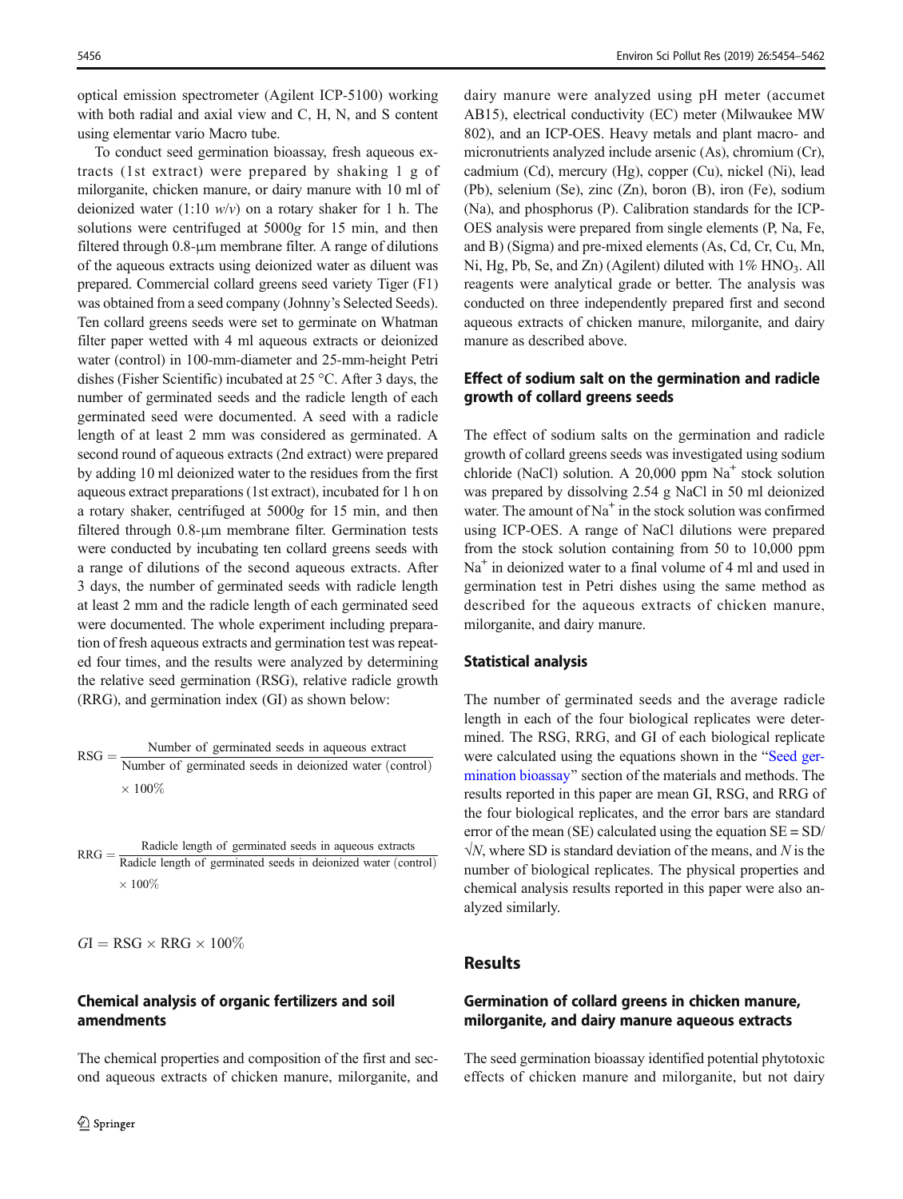optical emission spectrometer (Agilent ICP-5100) working with both radial and axial view and C, H, N, and S content using elementar vario Macro tube.

To conduct seed germination bioassay, fresh aqueous extracts (1st extract) were prepared by shaking 1 g of milorganite, chicken manure, or dairy manure with 10 ml of deionized water (1:10 *w*/*v*) on a rotary shaker for 1 h. The solutions were centrifuged at 5000*g* for 15 min, and then filtered through 0.8-μm membrane filter. A range of dilutions of the aqueous extracts using deionized water as diluent was prepared. Commercial collard greens seed variety Tiger (F1) was obtained from a seed company (Johnny's Selected Seeds). Ten collard greens seeds were set to germinate on Whatman filter paper wetted with 4 ml aqueous extracts or deionized water (control) in 100-mm-diameter and 25-mm-height Petri dishes (Fisher Scientific) incubated at 25 °C. After 3 days, the number of germinated seeds and the radicle length of each germinated seed were documented. A seed with a radicle length of at least 2 mm was considered as germinated. A second round of aqueous extracts (2nd extract) were prepared by adding 10 ml deionized water to the residues from the first aqueous extract preparations (1st extract), incubated for 1 h on a rotary shaker, centrifuged at 5000*g* for 15 min, and then filtered through 0.8-μm membrane filter. Germination tests were conducted by incubating ten collard greens seeds with a range of dilutions of the second aqueous extracts. After 3 days, the number of germinated seeds with radicle length at least 2 mm and the radicle length of each germinated seed were documented. The whole experiment including preparation of fresh aqueous extracts and germination test was repeated four times, and the results were analyzed by determining the relative seed germination (RSG), relative radicle growth (RRG), and germination index (GI) as shown below:

$$\text{RSG} = \frac{\text{Number of germinated seeds in aqueous extract}}{\text{Number of germinated seeds in deionized water (control)}} \times 100\%$$

$$\text{RRG} = \frac{\text{Radicle length of germinated seeds in aqueous extracts}}{\text{Radicle length of germinated seeds in deionized water (control)}} \times 100\%$$

$$GI = \text{RSG} \times \text{RRG} \times 100\%$$

### Chemical analysis of organic fertilizers and soil amendments

The chemical properties and composition of the first and second aqueous extracts of chicken manure, milorganite, and dairy manure were analyzed using pH meter (accumet AB15), electrical conductivity (EC) meter (Milwaukee MW 802), and an ICP-OES. Heavy metals and plant macro- and micronutrients analyzed include arsenic (As), chromium (Cr), cadmium (Cd), mercury (Hg), copper (Cu), nickel (Ni), lead (Pb), selenium (Se), zinc (Zn), boron (B), iron (Fe), sodium (Na), and phosphorus (P). Calibration standards for the ICP-OES analysis were prepared from single elements (P, Na, Fe, and B) (Sigma) and pre-mixed elements (As, Cd, Cr, Cu, Mn, Ni, Hg, Pb, Se, and Zn) (Agilent) diluted with 1% $HNO_3$. All reagents were analytical grade or better. The analysis was conducted on three independently prepared first and second aqueous extracts of chicken manure, milorganite, and dairy manure as described above.

### Effect of sodium salt on the germination and radicle growth of collard greens seeds

The effect of sodium salts on the germination and radicle growth of collard greens seeds was investigated using sodium chloride (NaCl) solution. A 20,000 ppm $Na^+$ stock solution was prepared by dissolving 2.54 g NaCl in 50 ml deionized water. The amount of $Na^+$ in the stock solution was confirmed using ICP-OES. A range of NaCl dilutions were prepared from the stock solution containing from 50 to 10,000 ppm $Na^+$ in deionized water to a final volume of 4 ml and used in germination test in Petri dishes using the same method as described for the aqueous extracts of chicken manure, milorganite, and dairy manure.

### Statistical analysis

The number of germinated seeds and the average radicle length in each of the four biological replicates were determined. The RSG, RRG, and GI of each biological replicate were calculated using the equations shown in the "Seed germination bioassay" section of the materials and methods. The results reported in this paper are mean GI, RSG, and RRG of the four biological replicates, and the error bars are standard error of the mean (SE) calculated using the equation $SE = SD/\sqrt{N}$, where SD is standard deviation of the means, and $N$ is the number of biological replicates. The physical properties and chemical analysis results reported in this paper were also analyzed similarly.

## Results

### Germination of collard greens in chicken manure, milorganite, and dairy manure aqueous extracts

The seed germination bioassay identified potential phytotoxic effects of chicken manure and milorganite, but not dairy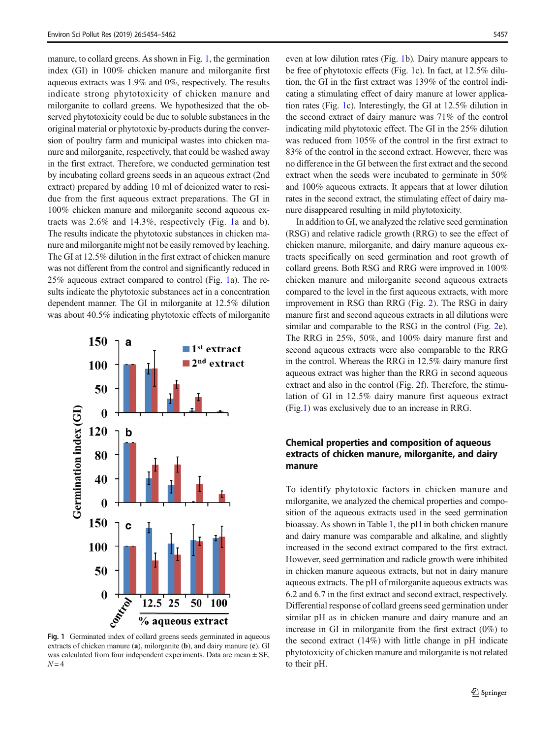manure, to collard greens. As shown in Fig. 1, the germination index (GI) in 100% chicken manure and milorganite first aqueous extracts was 1.9% and 0%, respectively. The results indicate strong phytotoxicity of chicken manure and milorganite to collard greens. We hypothesized that the observed phytotoxicity could be due to soluble substances in the original material or phytotoxic by-products during the conversion of poultry farm and municipal wastes into chicken manure and milorganite, respectively, that could be washed away in the first extract. Therefore, we conducted germination test by incubating collard greens seeds in an aqueous extract (2nd extract) prepared by adding 10 ml of deionized water to residue from the first aqueous extract preparations. The GI in 100% chicken manure and milorganite second aqueous extracts was 2.6% and 14.3%, respectively (Fig. 1a and b). The results indicate the phytotoxic substances in chicken manure and milorganite might not be easily removed by leaching. The GI at 12.5% dilution in the first extract of chicken manure was not different from the control and significantly reduced in 25% aqueous extract compared to control (Fig. 1a). The results indicate the phytotoxic substances act in a concentration dependent manner. The GI in milorganite at 12.5% dilution was about 40.5% indicating phytotoxic effects of milorganite even at low dilution rates (Fig. 1b). Dairy manure appears to be free of phytotoxic effects (Fig. 1c). In fact, at 12.5% dilution, the GI in the first extract was 139% of the control indicating a stimulating effect of dairy manure at lower application rates (Fig. 1c). Interestingly, the GI at 12.5% dilution in the second extract of dairy manure was 71% of the control indicating mild phytotoxic effect. The GI in the 25% dilution was reduced from 105% of the control in the first extract to 83% of the control in the second extract. However, there was no difference in the GI between the first extract and the second extract when the seeds were incubated to germinate in 50% and 100% aqueous extracts. It appears that at lower dilution rates in the second extract, the stimulating effect of dairy manure disappeared resulting in mild phytotoxicity.

Fig. 1 Germinated index of collard greens seeds germinated in aqueous extracts of chicken manure (**a**), milorganite (**b**), and dairy manure (**c**). GI was calculated from four independent experiments. Data are mean ± SE, $N = 4$

In addition to GI, we analyzed the relative seed germination (RSG) and relative radicle growth (RRG) to see the effect of chicken manure, milorganite, and dairy manure aqueous extracts specifically on seed germination and root growth of collard greens. Both RSG and RRG were improved in 100% chicken manure and milorganite second aqueous extracts compared to the level in the first aqueous extracts, with more improvement in RSG than RRG (Fig. 2). The RSG in dairy manure first and second aqueous extracts in all dilutions were similar and comparable to the RSG in the control (Fig. 2e). The RRG in 25%, 50%, and 100% dairy manure first and second aqueous extracts were also comparable to the RRG in the control. Whereas the RRG in 12.5% dairy manure first aqueous extract was higher than the RRG in second aqueous extract and also in the control (Fig. 2f). Therefore, the stimulation of GI in 12.5% dairy manure first aqueous extract (Fig.1) was exclusively due to an increase in RRG.

## Chemical properties and composition of aqueous extracts of chicken manure, milorganite, and dairy manure

To identify phytotoxic factors in chicken manure and milorganite, we analyzed the chemical properties and composition of the aqueous extracts used in the seed germination bioassay. As shown in Table 1, the pH in both chicken manure and dairy manure was comparable and alkaline, and slightly increased in the second extract compared to the first extract. However, seed germination and radicle growth were inhibited in chicken manure aqueous extracts, but not in dairy manure aqueous extracts. The pH of milorganite aqueous extracts was 6.2 and 6.7 in the first extract and second extract, respectively. Differential response of collard greens seed germination under similar pH as in chicken manure and dairy manure and an increase in GI in milorganite from the first extract (0%) to the second extract (14%) with little change in pH indicate phytotoxicity of chicken manure and milorganite is not related to their pH.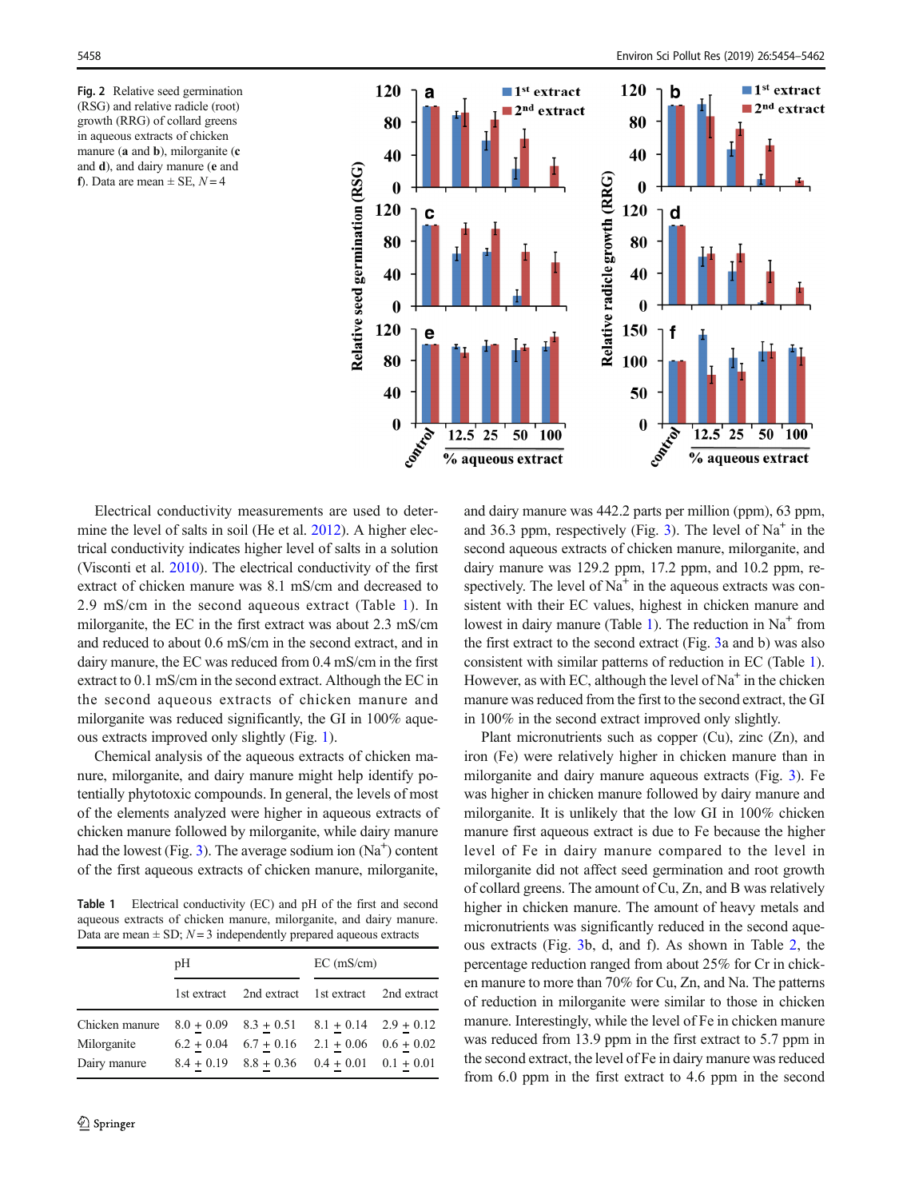Fig. 2 Relative seed germination (RSG) and relative radicle (root) growth (RRG) of collard greens in aqueous extracts of chicken manure (**a** and **b**), milorganite (**c** and **d**), and dairy manure (**e** and **f**). Data are mean ± SE, $N = 4$

Electrical conductivity measurements are used to determine the level of salts in soil (He et al. 2012). A higher electrical conductivity indicates higher level of salts in a solution (Visconti et al. 2010). The electrical conductivity of the first extract of chicken manure was 8.1 mS/cm and decreased to 2.9 mS/cm in the second aqueous extract (Table 1). In milorganite, the EC in the first extract was about 2.3 mS/cm and reduced to about 0.6 mS/cm in the second extract, and in dairy manure, the EC was reduced from 0.4 mS/cm in the first extract to 0.1 mS/cm in the second extract. Although the EC in the second aqueous extracts of chicken manure and milorganite was reduced significantly, the GI in 100% aqueous extracts improved only slightly (Fig. 1).

Chemical analysis of the aqueous extracts of chicken manure, milorganite, and dairy manure might help identify potentially phytotoxic compounds. In general, the levels of most of the elements analyzed were higher in aqueous extracts of chicken manure followed by milorganite, while dairy manure had the lowest (Fig. 3). The average sodium ion ($Na^+$) content of the first aqueous extracts of chicken manure, milorganite, and dairy manure was 442.2 parts per million (ppm), 63 ppm, and 36.3 ppm, respectively (Fig. 3). The level of $Na^+$ in the second aqueous extracts of chicken manure, milorganite, and dairy manure was 129.2 ppm, 17.2 ppm, and 10.2 ppm, respectively. The level of $Na^+$ in the aqueous extracts was consistent with their EC values, highest in chicken manure and lowest in dairy manure (Table 1). The reduction in $Na^+$ from the first extract to the second extract (Fig. 3a and b) was also consistent with similar patterns of reduction in EC (Table 1). However, as with EC, although the level of $Na^+$ in the chicken manure was reduced from the first to the second extract, the GI in 100% in the second extract improved only slightly.

Table 1 Electrical conductivity (EC) and pH of the first and second aqueous extracts of chicken manure, milorganite, and dairy manure. Data are mean ± SD; $N = 3$ independently prepared aqueous extracts

| | pH | | EC (mS/cm) | |
|---|---|---|---|---|
| | 1st extract | 2nd extract | 1st extract | 2nd extract |
| Chicken manure | 8.0 ± 0.09 | 8.3 ± 0.51 | 8.1 ± 0.14 | 2.9 ± 0.12 |
| Milorganite | 6.2 ± 0.04 | 6.7 ± 0.16 | 2.1 ± 0.06 | 0.6 ± 0.02 |
| Dairy manure | 8.4 ± 0.19 | 8.8 ± 0.36 | 0.4 ± 0.01 | 0.1 ± 0.01 |

Plant micronutrients such as copper (Cu), zinc (Zn), and iron (Fe) were relatively higher in chicken manure than in milorganite and dairy manure aqueous extracts (Fig. 3). Fe was higher in chicken manure followed by dairy manure and milorganite. It is unlikely that the low GI in 100% chicken manure first aqueous extract is due to Fe because the higher level of Fe in dairy manure compared to the level in milorganite did not affect seed germination and root growth of collard greens. The amount of Cu, Zn, and B was relatively higher in chicken manure. The amount of heavy metals and micronutrients was significantly reduced in the second aqueous extracts (Fig. 3b, d, and f). As shown in Table 2, the percentage reduction ranged from about 25% for Cr in chicken manure to more than 70% for Cu, Zn, and Na. The patterns of reduction in milorganite were similar to those in chicken manure. Interestingly, while the level of Fe in chicken manure was reduced from 13.9 ppm in the first extract to 5.7 ppm in the second extract, the level of Fe in dairy manure was reduced from 6.0 ppm in the first extract to 4.6 ppm in the second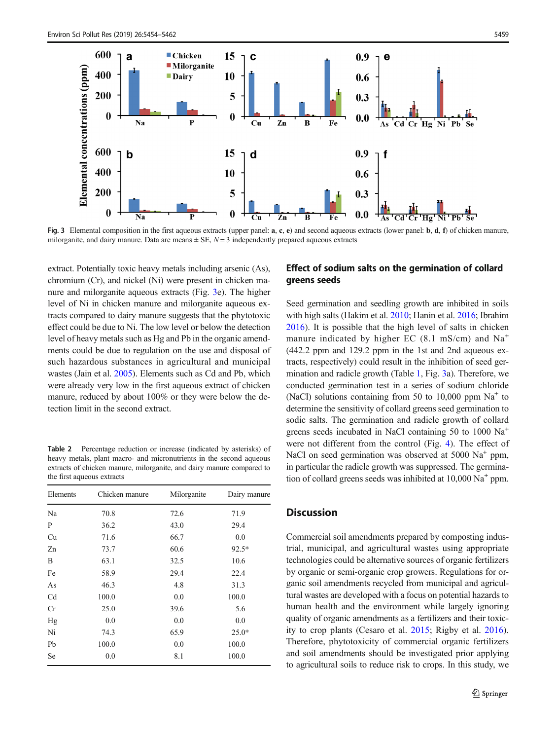Fig. 3 Elemental composition in the first aqueous extracts (upper panel: **a**, **c**, **e**) and second aqueous extracts (lower panel: **b**, **d**, **f**) of chicken manure, milorganite, and dairy manure. Data are means ± SE, $N = 3$ independently prepared aqueous extracts

extract. Potentially toxic heavy metals including arsenic (As), chromium (Cr), and nickel (Ni) were present in chicken manure and milorganite aqueous extracts (Fig. 3e). The higher level of Ni in chicken manure and milorganite aqueous extracts compared to dairy manure suggests that the phytotoxic effect could be due to Ni. The low level or below the detection level of heavy metals such as Hg and Pb in the organic amendments could be due to regulation on the use and disposal of such hazardous substances in agricultural and municipal wastes (Jain et al. 2005). Elements such as Cd and Pb, which were already very low in the first aqueous extract of chicken manure, reduced by about 100% or they were below the detection limit in the second extract.

Table 2 Percentage reduction or increase (indicated by asterisks) of heavy metals, plant macro- and micronutrients in the second aqueous extracts of chicken manure, milorganite, and dairy manure compared to the first aqueous extracts

| Elements | Chicken manure | Milorganite | Dairy manure |
|---|---|---|---|
| Na | 70.8 | 72.6 | 71.9 |
| P | 36.2 | 43.0 | 29.4 |
| Cu | 71.6 | 66.7 | 0.0 |
| Zn | 73.7 | 60.6 | 92.5* |
| B | 63.1 | 32.5 | 10.6 |
| Fe | 58.9 | 29.4 | 22.4 |
| As | 46.3 | 4.8 | 31.3 |
| Cd | 100.0 | 0.0 | 100.0 |
| Cr | 25.0 | 39.6 | 5.6 |
| Hg | 0.0 | 0.0 | 0.0 |
| Ni | 74.3 | 65.9 | 25.0* |
| Pb | 100.0 | 0.0 | 100.0 |
| Se | 0.0 | 8.1 | 100.0 |

## Effect of sodium salts on the germination of collard greens seeds

Seed germination and seedling growth are inhibited in soils with high salts (Hakim et al. 2010; Hanin et al. 2016; Ibrahim 2016). It is possible that the high level of salts in chicken manure indicated by higher EC (8.1 mS/cm) and $Na^+$ (442.2 ppm and 129.2 ppm in the 1st and 2nd aqueous extracts, respectively) could result in the inhibition of seed germination and radicle growth (Table 1, Fig. 3a). Therefore, we conducted germination test in a series of sodium chloride (NaCl) solutions containing from 50 to 10,000 ppm $Na^+$ to determine the sensitivity of collard greens seed germination to sodic salts. The germination and radicle growth of collard greens seeds incubated in NaCl containing 50 to 1000 $Na^+$ were not different from the control (Fig. 4). The effect of NaCl on seed germination was observed at 5000 $Na^+$ ppm, in particular the radicle growth was suppressed. The germination of collard greens seeds was inhibited at 10,000 $Na^+$ ppm.

## Discussion

Commercial soil amendments prepared by composting industrial, municipal, and agricultural wastes using appropriate technologies could be alternative sources of organic fertilizers by organic or semi-organic crop growers. Regulations for organic soil amendments recycled from municipal and agricultural wastes are developed with a focus on potential hazards to human health and the environment while largely ignoring quality of organic amendments as a fertilizers and their toxicity to crop plants (Cesaro et al. 2015; Rigby et al. 2016). Therefore, phytotoxicity of commercial organic fertilizers and soil amendments should be investigated prior applying to agricultural soils to reduce risk to crops. In this study, we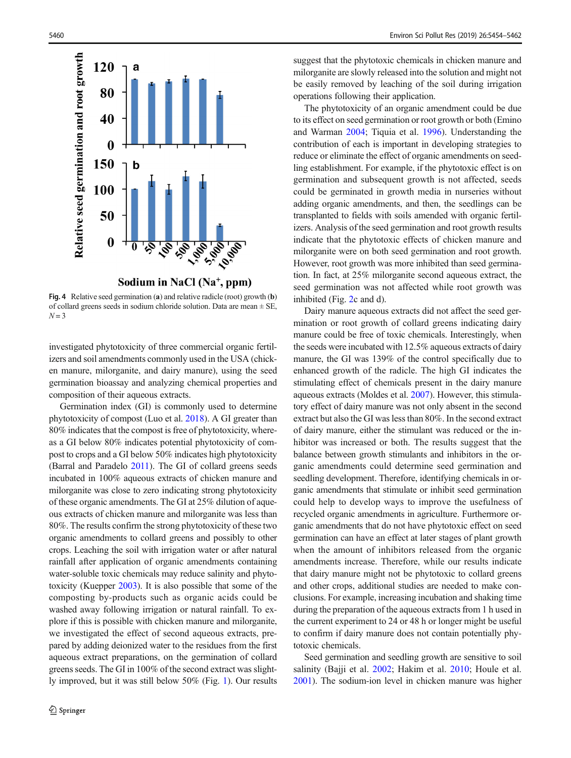Fig. 4 Relative seed germination (a) and relative radicle (root) growth (b) of collard greens seeds in sodium chloride solution. Data are mean ± SE, $N = 3$

investigated phytotoxicity of three commercial organic fertilizers and soil amendments commonly used in the USA (chicken manure, milorganite, and dairy manure), using the seed germination bioassay and analyzing chemical properties and composition of their aqueous extracts.

Germination index (GI) is commonly used to determine phytotoxicity of compost (Luo et al. 2018). A GI greater than 80% indicates that the compost is free of phytotoxicity, whereas a GI below 80% indicates potential phytotoxicity of compost to crops and a GI below 50% indicates high phytotoxicity (Barral and Paradelo 2011). The GI of collard greens seeds incubated in 100% aqueous extracts of chicken manure and milorganite was close to zero indicating strong phytotoxicity of these organic amendments. The GI at 25% dilution of aqueous extracts of chicken manure and milorganite was less than 80%. The results confirm the strong phytotoxicity of these two organic amendments to collard greens and possibly to other crops. Leaching the soil with irrigation water or after natural rainfall after application of organic amendments containing water-soluble toxic chemicals may reduce salinity and phytotoxicity (Kuepper 2003). It is also possible that some of the composting by-products such as organic acids could be washed away following irrigation or natural rainfall. To explore if this is possible with chicken manure and milorganite, we investigated the effect of second aqueous extracts, prepared by adding deionized water to the residues from the first aqueous extract preparations, on the germination of collard greens seeds. The GI in 100% of the second extract was slightly improved, but it was still below 50% (Fig. 1). Our results suggest that the phytotoxic chemicals in chicken manure and milorganite are slowly released into the solution and might not be easily removed by leaching of the soil during irrigation operations following their application.

The phytotoxicity of an organic amendment could be due to its effect on seed germination or root growth or both (Emino and Warman 2004; Tiquia et al. 1996). Understanding the contribution of each is important in developing strategies to reduce or eliminate the effect of organic amendments on seedling establishment. For example, if the phytotoxic effect is on germination and subsequent growth is not affected, seeds could be germinated in growth media in nurseries without adding organic amendments, and then, the seedlings can be transplanted to fields with soils amended with organic fertilizers. Analysis of the seed germination and root growth results indicate that the phytotoxic effects of chicken manure and milorganite were on both seed germination and root growth. However, root growth was more inhibited than seed germination. In fact, at 25% milorganite second aqueous extract, the seed germination was not affected while root growth was inhibited (Fig. 2c and d).

Dairy manure aqueous extracts did not affect the seed germination or root growth of collard greens indicating dairy manure could be free of toxic chemicals. Interestingly, when the seeds were incubated with 12.5% aqueous extracts of dairy manure, the GI was 139% of the control specifically due to enhanced growth of the radicle. The high GI indicates the stimulating effect of chemicals present in the dairy manure aqueous extracts (Moldes et al. 2007). However, this stimulatory effect of dairy manure was not only absent in the second extract but also the GI was less than 80%. In the second extract of dairy manure, either the stimulant was reduced or the inhibitor was increased or both. The results suggest that the balance between growth stimulants and inhibitors in the organic amendments could determine seed germination and seedling development. Therefore, identifying chemicals in organic amendments that stimulate or inhibit seed germination could help to develop ways to improve the usefulness of recycled organic amendments in agriculture. Furthermore organic amendments that do not have phytotoxic effect on seed germination can have an effect at later stages of plant growth when the amount of inhibitors released from the organic amendments increase. Therefore, while our results indicate that dairy manure might not be phytotoxic to collard greens and other crops, additional studies are needed to make conclusions. For example, increasing incubation and shaking time during the preparation of the aqueous extracts from 1 h used in the current experiment to 24 or 48 h or longer might be useful to confirm if dairy manure does not contain potentially phytotoxic chemicals.

Seed germination and seedling growth are sensitive to soil salinity (Bajji et al. 2002; Hakim et al. 2010; Houle et al. 2001). The sodium-ion level in chicken manure was higher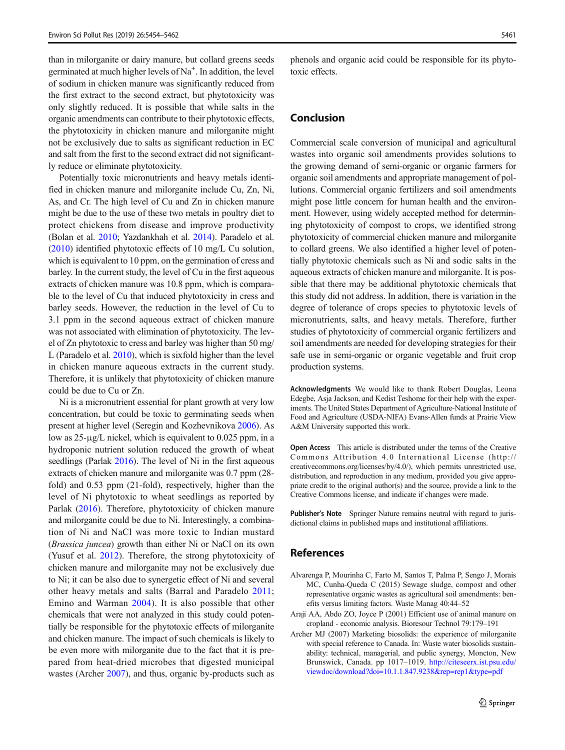than in milorganite or dairy manure, but collard greens seeds germinated at much higher levels of $Na^{+}$. In addition, the level of sodium in chicken manure was significantly reduced from the first extract to the second extract, but phytotoxicity was only slightly reduced. It is possible that while salts in the organic amendments can contribute to their phytotoxic effects, the phytotoxicity in chicken manure and milorganite might not be exclusively due to salts as significant reduction in EC and salt from the first to the second extract did not significantly reduce or eliminate phytotoxicity.

Potentially toxic micronutrients and heavy metals identified in chicken manure and milorganite include Cu, Zn, Ni, As, and Cr. The high level of Cu and Zn in chicken manure might be due to the use of these two metals in poultry diet to protect chickens from disease and improve productivity (Bolan et al. 2010; Yazdankhah et al. 2014). Paradelo et al. (2010) identified phytotoxic effects of 10 mg/L Cu solution, which is equivalent to 10 ppm, on the germination of cress and barley. In the current study, the level of Cu in the first aqueous extracts of chicken manure was 10.8 ppm, which is comparable to the level of Cu that induced phytotoxicity in cress and barley seeds. However, the reduction in the level of Cu to 3.1 ppm in the second aqueous extract of chicken manure was not associated with elimination of phytotoxicity. The level of Zn phytotoxic to cress and barley was higher than 50 mg/L (Paradelo et al. 2010), which is sixfold higher than the level in chicken manure aqueous extracts in the current study. Therefore, it is unlikely that phytotoxicity of chicken manure could be due to Cu or Zn.

Ni is a micronutrient essential for plant growth at very low concentration, but could be toxic to germinating seeds when present at higher level (Seregin and Kozhevnikova 2006). As low as 25-μg/L nickel, which is equivalent to 0.025 ppm, in a hydroponic nutrient solution reduced the growth of wheat seedlings (Parlak 2016). The level of Ni in the first aqueous extracts of chicken manure and milorganite was 0.7 ppm (28-fold) and 0.53 ppm (21-fold), respectively, higher than the level of Ni phytotoxic to wheat seedlings as reported by Parlak (2016). Therefore, phytotoxicity of chicken manure and milorganite could be due to Ni. Interestingly, a combination of Ni and NaCl was more toxic to Indian mustard (*Brassica juncea*) growth than either Ni or NaCl on its own (Yusuf et al. 2012). Therefore, the strong phytotoxicity of chicken manure and milorganite may not be exclusively due to Ni; it can be also due to synergetic effect of Ni and several other heavy metals and salts (Barral and Paradelo 2011; Emino and Warman 2004). It is also possible that other chemicals that were not analyzed in this study could potentially be responsible for the phytotoxic effects of milorganite and chicken manure. The impact of such chemicals is likely to be even more with milorganite due to the fact that it is prepared from heat-dried microbes that digested municipal wastes (Archer 2007), and thus, organic by-products such as phenols and organic acid could be responsible for its phytotoxic effects.

## Conclusion

Commercial scale conversion of municipal and agricultural wastes into organic soil amendments provides solutions to the growing demand of semi-organic or organic farmers for organic soil amendments and appropriate management of pollutions. Commercial organic fertilizers and soil amendments might pose little concern for human health and the environment. However, using widely accepted method for determining phytotoxicity of compost to crops, we identified strong phytotoxicity of commercial chicken manure and milorganite to collard greens. We also identified a higher level of potentially phytotoxic chemicals such as Ni and sodic salts in the aqueous extracts of chicken manure and milorganite. It is possible that there may be additional phytotoxic chemicals that this study did not address. In addition, there is variation in the degree of tolerance of crops species to phytotoxic levels of micronutrients, salts, and heavy metals. Therefore, further studies of phytotoxicity of commercial organic fertilizers and soil amendments are needed for developing strategies for their safe use in semi-organic or organic vegetable and fruit crop production systems.

**Acknowledgments** We would like to thank Robert Douglas, Leona Edegbe, Asja Jackson, and Kedist Teshome for their help with the experiments. The United States Department of Agriculture-National Institute of Food and Agriculture (USDA-NIFA) Evans-Allen funds at Prairie View A&M University supported this work.

**Open Access** This article is distributed under the terms of the Creative Commons Attribution 4.0 International License (http://creativecommons.org/licenses/by/4.0/), which permits unrestricted use, distribution, and reproduction in any medium, provided you give appropriate credit to the original author(s) and the source, provide a link to the Creative Commons license, and indicate if changes were made.

**Publisher's Note** Springer Nature remains neutral with regard to jurisdictional claims in published maps and institutional affiliations.

## References

Alvarenga P, Mourinha C, Farto M, Santos T, Palma P, Sengo J, Morais MC, Cunha-Queda C (2015) Sewage sludge, compost and other representative organic wastes as agricultural soil amendments: benefits versus limiting factors. Waste Manag 40:44–52

Araji AA, Abdo ZO, Joyce P (2001) Efficient use of animal manure on cropland - economic analysis. Bioresour Technol 79:179–191

Archer MJ (2007) Marketing biosolids: the experience of milorganite with special reference to Canada. In: Waste water biosolids sustainability: technical, managerial, and public synergy, Moncton, New Brunswick, Canada. pp 1017–1019. http://citeseerx.ist.psu.edu/viewdoc/download?doi=10.1.1.847.9238&rep=rep1&type=pdf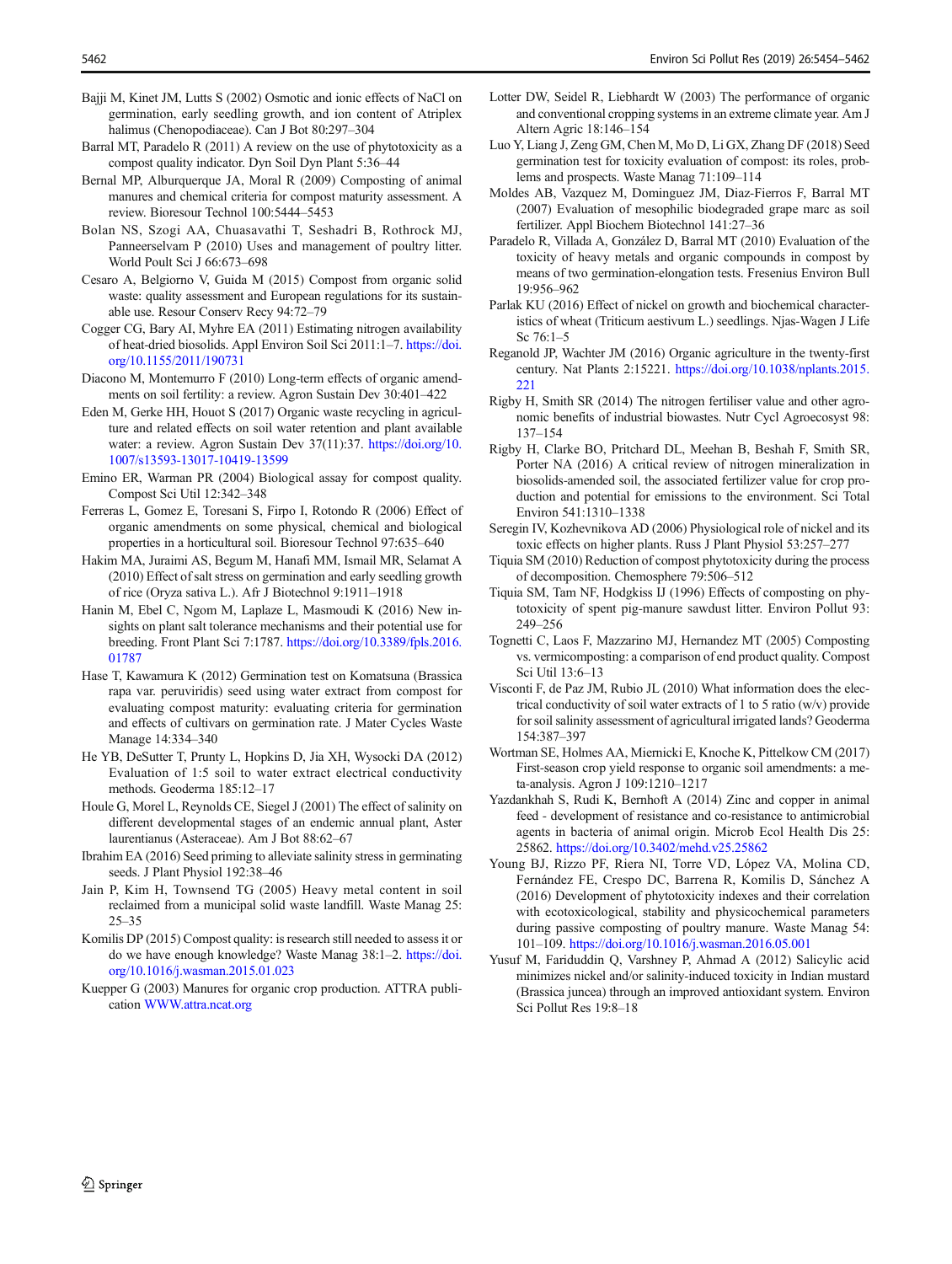Bajji M, Kinet JM, Lutts S (2002) Osmotic and ionic effects of NaCl on germination, early seedling growth, and ion content of Atriplex halimus (Chenopodiaceae). Can J Bot 80:297–304

Barral MT, Paradelo R (2011) A review on the use of phytotoxicity as a compost quality indicator. Dyn Soil Dyn Plant 5:36–44

Bernal MP, Alburquerque JA, Moral R (2009) Composting of animal manures and chemical criteria for compost maturity assessment. A review. Bioresour Technol 100:5444–5453

Bolan NS, Szogi AA, Chuasavathi T, Seshadri B, Rothrock MJ, Panneerselvam P (2010) Uses and management of poultry litter. World Poult Sci J 66:673–698

Cesaro A, Belgiorno V, Guida M (2015) Compost from organic solid waste: quality assessment and European regulations for its sustainable use. Resour Conserv Recy 94:72–79

Cogger CG, Bary AI, Myhre EA (2011) Estimating nitrogen availability of heat-dried biosolids. Appl Environ Soil Sci 2011:1–7. https://doi.org/10.1155/2011/190731

Diacono M, Montemurro F (2010) Long-term effects of organic amendments on soil fertility: a review. Agron Sustain Dev 30:401–422

Eden M, Gerke HH, Houot S (2017) Organic waste recycling in agriculture and related effects on soil water retention and plant available water: a review. Agron Sustain Dev 37(11):37. https://doi.org/10.1007/s13593-13017-10419-13599

Emino ER, Warman PR (2004) Biological assay for compost quality. Compost Sci Util 12:342–348

Ferreras L, Gomez E, Toresani S, Firpo I, Rotondo R (2006) Effect of organic amendments on some physical, chemical and biological properties in a horticultural soil. Bioresour Technol 97:635–640

Hakim MA, Juraimi AS, Begum M, Hanafi MM, Ismail MR, Selamat A (2010) Effect of salt stress on germination and early seedling growth of rice (Oryza sativa L.). Afr J Biotechnol 9:1911–1918

Hanin M, Ebel C, Ngom M, Laplaze L, Masmoudi K (2016) New insights on plant salt tolerance mechanisms and their potential use for breeding. Front Plant Sci 7:1787. https://doi.org/10.3389/fpls.2016.01787

Hase T, Kawamura K (2012) Germination test on Komatsuna (Brassica rapa var. peruviridis) seed using water extract from compost for evaluating compost maturity: evaluating criteria for germination and effects of cultivars on germination rate. J Mater Cycles Waste Manage 14:334–340

He YB, DeSutter T, Prunty L, Hopkins D, Jia XH, Wysocki DA (2012) Evaluation of 1:5 soil to water extract electrical conductivity methods. Geoderma 185:12–17

Houle G, Morel L, Reynolds CE, Siegel J (2001) The effect of salinity on different developmental stages of an endemic annual plant, Aster laurentianus (Asteraceae). Am J Bot 88:62–67

Ibrahim EA (2016) Seed priming to alleviate salinity stress in germinating seeds. J Plant Physiol 192:38–46

Jain P, Kim H, Townsend TG (2005) Heavy metal content in soil reclaimed from a municipal solid waste landfill. Waste Manag 25:25–35

Komilis DP (2015) Compost quality: is research still needed to assess it or do we have enough knowledge? Waste Manag 38:1–2. https://doi.org/10.1016/j.wasman.2015.01.023

Kuepper G (2003) Manures for organic crop production. ATTRA publication WWW.attra.ncat.org

Lotter DW, Seidel R, Liebhardt W (2003) The performance of organic and conventional cropping systems in an extreme climate year. Am J Altern Agric 18:146–154

Luo Y, Liang J, Zeng GM, Chen M, Mo D, Li GX, Zhang DF (2018) Seed germination test for toxicity evaluation of compost: its roles, problems and prospects. Waste Manag 71:109–114

Moldes AB, Vazquez M, Dominguez JM, Diaz-Fierros F, Barral MT (2007) Evaluation of mesophilic biodegraded grape marc as soil fertilizer. Appl Biochem Biotechnol 141:27–36

Paradelo R, Villada A, González D, Barral MT (2010) Evaluation of the toxicity of heavy metals and organic compounds in compost by means of two germination-elongation tests. Fresenius Environ Bull 19:956–962

Parlak KU (2016) Effect of nickel on growth and biochemical characteristics of wheat (Triticum aestivum L.) seedlings. Njas-Wagen J Life Sc 76:1–5

Reganold JP, Wachter JM (2016) Organic agriculture in the twenty-first century. Nat Plants 2:15221. https://doi.org/10.1038/nplants.2015.221

Rigby H, Smith SR (2014) The nitrogen fertiliser value and other agronomic benefits of industrial biowastes. Nutr Cycl Agroecosyst 98:137–154

Rigby H, Clarke BO, Pritchard DL, Meehan B, Beshah F, Smith SR, Porter NA (2016) A critical review of nitrogen mineralization in biosolids-amended soil, the associated fertilizer value for crop production and potential for emissions to the environment. Sci Total Environ 541:1310–1338

Seregin IV, Kozhevnikova AD (2006) Physiological role of nickel and its toxic effects on higher plants. Russ J Plant Physiol 53:257–277

Tiquia SM (2010) Reduction of compost phytotoxicity during the process of decomposition. Chemosphere 79:506–512

Tiquia SM, Tam NF, Hodgkiss IJ (1996) Effects of composting on phytotoxicity of spent pig-manure sawdust litter. Environ Pollut 93:249–256

Tognetti C, Laos F, Mazzarino MJ, Hernandez MT (2005) Composting vs. vermicomposting: a comparison of end product quality. Compost Sci Util 13:6–13

Visconti F, de Paz JM, Rubio JL (2010) What information does the electrical conductivity of soil water extracts of 1 to 5 ratio (w/v) provide for soil salinity assessment of agricultural irrigated lands? Geoderma 154:387–397

Wortman SE, Holmes AA, Miernicki E, Knoche K, Pittelkow CM (2017) First-season crop yield response to organic soil amendments: a meta-analysis. Agron J 109:1210–1217

Yazdankhah S, Rudi K, Bernhoft A (2014) Zinc and copper in animal feed - development of resistance and co-resistance to antimicrobial agents in bacteria of animal origin. Microb Ecol Health Dis 25:25862. https://doi.org/10.3402/mehd.v25.25862

Young BJ, Rizzo PF, Riera NI, Torre VD, López VA, Molina CD, Fernández FE, Crespo DC, Barrena R, Komilis D, Sánchez A (2016) Development of phytotoxicity indexes and their correlation with ecotoxicological, stability and physicochemical parameters during passive composting of poultry manure. Waste Manag 54:101–109. https://doi.org/10.1016/j.wasman.2016.05.001

Yusuf M, Fariduddin Q, Varshney P, Ahmad A (2012) Salicylic acid minimizes nickel and/or salinity-induced toxicity in Indian mustard (Brassica juncea) through an improved antioxidant system. Environ Sci Pollut Res 19:8–18